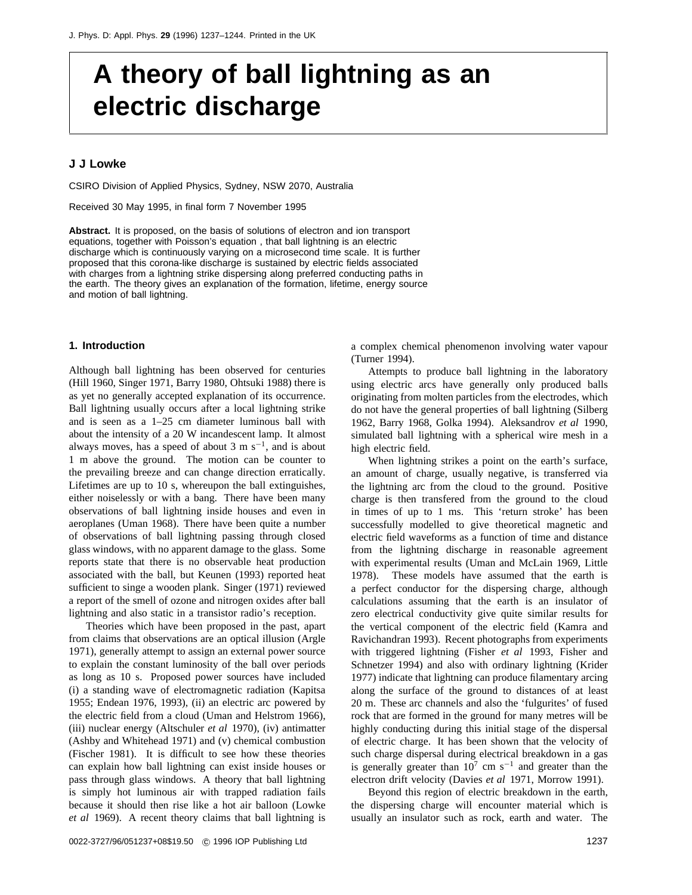# A theory of ball lightning as an electric discharge

**J J Lowke**

CSIRO Division of Applied Physics, Sydney, NSW 2070, Australia

Received 30 May 1995, in final form 7 November 1995

**Abstract.** It is proposed, on the basis of solutions of electron and ion transport equations, together with Poisson's equation , that ball lightning is an electric discharge which is continuously varying on a microsecond time scale. It is further proposed that this corona-like discharge is sustained by electric fields associated with charges from a lightning strike dispersing along preferred conducting paths in the earth. The theory gives an explanation of the formation, lifetime, energy source and motion of ball lightning.

## 1. Introduction

Although ball lightning has been observed for centuries (Hill 1960, Singer 1971, Barry 1980, Ohtsuki 1988) there is as yet no generally accepted explanation of its occurrence. Ball lightning usually occurs after a local lightning strike and is seen as a 1–25 cm diameter luminous ball with about the intensity of a 20 W incandescent lamp. It almost always moves, has a speed of about 3 m $s^{-1}$, and is about 1 m above the ground. The motion can be counter to the prevailing breeze and can change direction erratically. Lifetimes are up to 10 s, whereupon the ball extinguishes, either noiselessly or with a bang. There have been many observations of ball lightning inside houses and even in aeroplanes (Uman 1968). There have been quite a number of observations of ball lightning passing through closed glass windows, with no apparent damage to the glass. Some reports state that there is no observable heat production associated with the ball, but Keunen (1993) reported heat sufficient to singe a wooden plank. Singer (1971) reviewed a report of the smell of ozone and nitrogen oxides after ball lightning and also static in a transistor radio's reception.

Theories which have been proposed in the past, apart from claims that observations are an optical illusion (Argle 1971), generally attempt to assign an external power source to explain the constant luminosity of the ball over periods as long as 10 s. Proposed power sources have included (i) a standing wave of electromagnetic radiation (Kapitsa 1955; Endean 1976, 1993), (ii) an electric arc powered by the electric field from a cloud (Uman and Helstrom 1966), (iii) nuclear energy (Altschuler *et al* 1970), (iv) antimatter (Ashby and Whitehead 1971) and (v) chemical combustion (Fischer 1981). It is difficult to see how these theories can explain how ball lightning can exist inside houses or pass through glass windows. A theory that ball lightning is simply hot luminous air with trapped radiation fails because it should then rise like a hot air balloon (Lowke *et al* 1969). A recent theory claims that ball lightning is a complex chemical phenomenon involving water vapour (Turner 1994).

Attempts to produce ball lightning in the laboratory using electric arcs have generally only produced balls originating from molten particles from the electrodes, which do not have the general properties of ball lightning (Silberg 1962, Barry 1968, Golka 1994). Aleksandrov *et al* 1990, simulated ball lightning with a spherical wire mesh in a high electric field.

When lightning strikes a point on the earth's surface, an amount of charge, usually negative, is transferred via the lightning arc from the cloud to the ground. Positive charge is then transfered from the ground to the cloud in times of up to 1 ms. This 'return stroke' has been successfully modelled to give theoretical magnetic and electric field waveforms as a function of time and distance from the lightning discharge in reasonable agreement with experimental results (Uman and McLain 1969, Little 1978). These models have assumed that the earth is a perfect conductor for the dispersing charge, although calculations assuming that the earth is an insulator of zero electrical conductivity give quite similar results for the vertical component of the electric field (Kamra and Ravichandran 1993). Recent photographs from experiments with triggered lightning (Fisher *et al* 1993, Fisher and Schnetzer 1994) and also with ordinary lightning (Krider 1977) indicate that lightning can produce filamentary arcing along the surface of the ground to distances of at least 20 m. These arc channels and also the 'fulgurites' of fused rock that are formed in the ground for many metres will be highly conducting during this initial stage of the dispersal of electric charge. It has been shown that the velocity of such charge dispersal during electrical breakdown in a gas is generally greater than $10^7$ cm $s^{-1}$ and greater than the electron drift velocity (Davies *et al* 1971, Morrow 1991).

Beyond this region of electric breakdown in the earth, the dispersing charge will encounter material which is usually an insulator such as rock, earth and water. The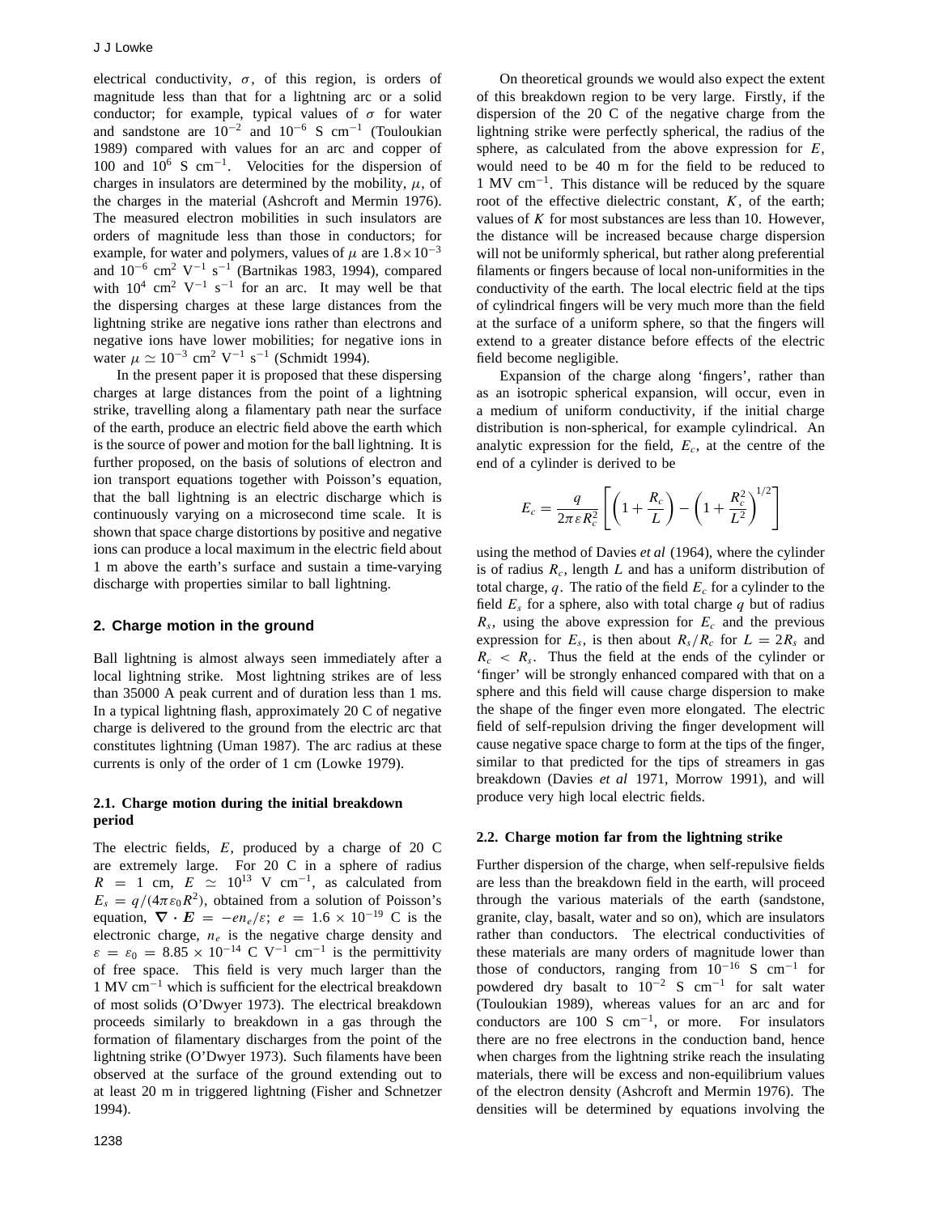electrical conductivity, $\sigma$, of this region, is orders of magnitude less than that for a lightning arc or a solid conductor; for example, typical values of $\sigma$ for water and sandstone are $10^{-2}$ and $10^{-6}$ S cm$^{-1}$ (Touloukian 1989) compared with values for an arc and copper of 100 and $10^6$ S cm$^{-1}$. Velocities for the dispersion of charges in insulators are determined by the mobility, $\mu$, of the charges in the material (Ashcroft and Mermin 1976). The measured electron mobilities in such insulators are orders of magnitude less than those in conductors; for example, for water and polymers, values of $\mu$ are $1.8\times10^{-3}$ and $10^{-6}$ cm$^2$ V$^{-1}$ s$^{-1}$ (Bartnikas 1983, 1994), compared with $10^4$ cm$^2$ V$^{-1}$ s$^{-1}$ for an arc. It may well be that the dispersing charges at these large distances from the lightning strike are negative ions rather than electrons and negative ions have lower mobilities; for negative ions in water $\mu \simeq 10^{-3}$ cm$^2$ V$^{-1}$ s$^{-1}$ (Schmidt 1994).

In the present paper it is proposed that these dispersing charges at large distances from the point of a lightning strike, travelling along a filamentary path near the surface of the earth, produce an electric field above the earth which is the source of power and motion for the ball lightning. It is further proposed, on the basis of solutions of electron and ion transport equations together with Poisson's equation, that the ball lightning is an electric discharge which is continuously varying on a microsecond time scale. It is shown that space charge distortions by positive and negative ions can produce a local maximum in the electric field about 1 m above the earth's surface and sustain a time-varying discharge with properties similar to ball lightning.

## 2. Charge motion in the ground

Ball lightning is almost always seen immediately after a local lightning strike. Most lightning strikes are of less than 35000 A peak current and of duration less than 1 ms. In a typical lightning flash, approximately 20 C of negative charge is delivered to the ground from the electric arc that constitutes lightning (Uman 1987). The arc radius at these currents is only of the order of 1 cm (Lowke 1979).

### 2.1. Charge motion during the initial breakdown period

The electric fields, $E$, produced by a charge of 20 C are extremely large. For 20 C in a sphere of radius $R = 1$ cm, $E \simeq 10^{13}$ V cm$^{-1}$, as calculated from $E_s = q/(4\pi\varepsilon_0 R^2)$, obtained from a solution of Poisson's equation, $\nabla \cdot \boldsymbol{E} = -en_e/\varepsilon$; $e = 1.6\times10^{-19}$ C is the electronic charge, $n_e$ is the negative charge density and $\varepsilon = \varepsilon_0 = 8.85\times10^{-14}$ C V$^{-1}$ cm$^{-1}$ is the permittivity of free space. This field is very much larger than the 1 MV cm$^{-1}$ which is sufficient for the electrical breakdown of most solids (O'Dwyer 1973). The electrical breakdown proceeds similarly to breakdown in a gas through the formation of filamentary discharges from the point of the lightning strike (O'Dwyer 1973). Such filaments have been observed at the surface of the ground extending out to at least 20 m in triggered lightning (Fisher and Schnetzer 1994).

On theoretical grounds we would also expect the extent of this breakdown region to be very large. Firstly, if the dispersion of the 20 C of the negative charge from the lightning strike were perfectly spherical, the radius of the sphere, as calculated from the above expression for $E$, would need to be 40 m for the field to be reduced to 1 MV cm$^{-1}$. This distance will be reduced by the square root of the effective dielectric constant, $K$, of the earth; values of $K$ for most substances are less than 10. However, the distance will be increased because charge dispersion will not be uniformly spherical, but rather along preferential filaments or fingers because of local non-uniformities in the conductivity of the earth. The local electric field at the tips of cylindrical fingers will be very much more than the field at the surface of a uniform sphere, so that the fingers will extend to a greater distance before effects of the electric field become negligible.

Expansion of the charge along 'fingers', rather than as an isotropic spherical expansion, will occur, even in a medium of uniform conductivity, if the initial charge distribution is non-spherical, for example cylindrical. An analytic expression for the field, $E_c$, at the centre of the end of a cylinder is derived to be

$$E_c = \frac{q}{2\pi\varepsilon R_c^2}\left[\left(1+\frac{R_c}{L}\right)-\left(1+\frac{R_c^2}{L^2}\right)^{1/2}\right]$$

using the method of Davies *et al* (1964), where the cylinder is of radius $R_c$, length $L$ and has a uniform distribution of total charge, $q$. The ratio of the field $E_c$ for a cylinder to the field $E_s$ for a sphere, also with total charge $q$ but of radius $R_s$, using the above expression for $E_c$ and the previous expression for $E_s$, is then about $R_s/R_c$ for $L = 2R_s$ and $R_c < R_s$. Thus the field at the ends of the cylinder or 'finger' will be strongly enhanced compared with that on a sphere and this field will cause charge dispersion to make the shape of the finger even more elongated. The electric field of self-repulsion driving the finger development will cause negative space charge to form at the tips of the finger, similar to that predicted for the tips of streamers in gas breakdown (Davies *et al* 1971, Morrow 1991), and will produce very high local electric fields.

### 2.2. Charge motion far from the lightning strike

Further dispersion of the charge, when self-repulsive fields are less than the breakdown field in the earth, will proceed through the various materials of the earth (sandstone, granite, clay, basalt, water and so on), which are insulators rather than conductors. The electrical conductivities of these materials are many orders of magnitude lower than those of conductors, ranging from $10^{-16}$ S cm$^{-1}$ for powdered dry basalt to $10^{-2}$ S cm$^{-1}$ for salt water (Touloukian 1989), whereas values for an arc and for conductors are 100 S cm$^{-1}$, or more. For insulators there are no free electrons in the conduction band, hence when charges from the lightning strike reach the insulating materials, there will be excess and non-equilibrium values of the electron density (Ashcroft and Mermin 1976). The densities will be determined by equations involving the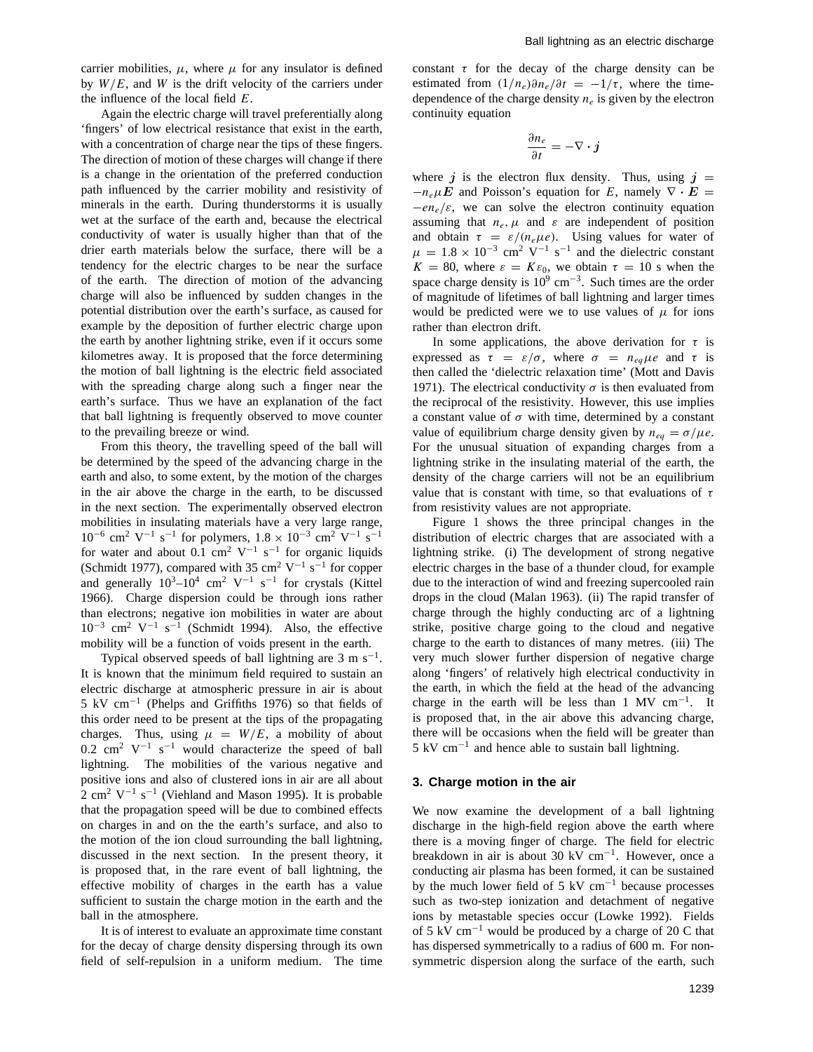carrier mobilities, $\mu$, where $\mu$ for any insulator is defined by $W/E$, and $W$ is the drift velocity of the carriers under the influence of the local field $E$.

Again the electric charge will travel preferentially along ‘fingers’ of low electrical resistance that exist in the earth, with a concentration of charge near the tips of these fingers. The direction of motion of these charges will change if there is a change in the orientation of the preferred conduction path influenced by the carrier mobility and resistivity of minerals in the earth. During thunderstorms it is usually wet at the surface of the earth and, because the electrical conductivity of water is usually higher than that of the drier earth materials below the surface, there will be a tendency for the electric charges to be near the surface of the earth. The direction of motion of the advancing charge will also be influenced by sudden changes in the potential distribution over the earth’s surface, as caused for example by the deposition of further electric charge upon the earth by another lightning strike, even if it occurs some kilometres away. It is proposed that the force determining the motion of ball lightning is the electric field associated with the spreading charge along such a finger near the earth’s surface. Thus we have an explanation of the fact that ball lightning is frequently observed to move counter to the prevailing breeze or wind.

From this theory, the travelling speed of the ball will be determined by the speed of the advancing charge in the earth and also, to some extent, by the motion of the charges in the air above the charge in the earth, to be discussed in the next section. The experimentally observed electron mobilities in insulating materials have a very large range, $10^{-6}$ cm$^2$ V$^{-1}$ s$^{-1}$ for polymers, $1.8 \times 10^{-3}$ cm$^2$ V$^{-1}$ s$^{-1}$ for water and about 0.1 cm$^2$ V$^{-1}$ s$^{-1}$ for organic liquids (Schmidt 1977), compared with 35 cm$^2$ V$^{-1}$ s$^{-1}$ for copper and generally $10^3$–$10^4$ cm$^2$ V$^{-1}$ s$^{-1}$ for crystals (Kittel 1966). Charge dispersion could be through ions rather than electrons; negative ion mobilities in water are about $10^{-3}$ cm$^2$ V$^{-1}$ s$^{-1}$ (Schmidt 1994). Also, the effective mobility will be a function of voids present in the earth.

Typical observed speeds of ball lightning are 3 m s$^{-1}$. It is known that the minimum field required to sustain an electric discharge at atmospheric pressure in air is about 5 kV cm$^{-1}$ (Phelps and Griffiths 1976) so that fields of this order need to be present at the tips of the propagating charges. Thus, using $\mu = W/E$, a mobility of about 0.2 cm$^2$ V$^{-1}$ s$^{-1}$ would characterize the speed of ball lightning. The mobilities of the various negative and positive ions and also of clustered ions in air are all about 2 cm$^2$ V$^{-1}$ s$^{-1}$ (Viehland and Mason 1995). It is probable that the propagation speed will be due to combined effects on charges in and on the earth’s surface, and also to the motion of the ion cloud surrounding the ball lightning, discussed in the next section. In the present theory, it is proposed that, in the rare event of ball lightning, the effective mobility of charges in the earth has a value sufficient to sustain the charge motion in the earth and the ball in the atmosphere.

It is of interest to evaluate an approximate time constant for the decay of charge density dispersing through its own field of self-repulsion in a uniform medium. The time constant $\tau$ for the decay of the charge density can be estimated from $(1/n_e)\partial n_e/\partial t = -1/\tau$, where the time-dependence of the charge density $n_e$ is given by the electron continuity equation

$$\frac{\partial n_e}{\partial t} = -\nabla \cdot \boldsymbol{j}$$

where $\boldsymbol{j}$ is the electron flux density. Thus, using $\boldsymbol{j} = -n_e \mu \boldsymbol{E}$ and Poisson’s equation for $E$, namely $\nabla \cdot \boldsymbol{E} = -en_e/\varepsilon$, we can solve the electron continuity equation assuming that $n_e, \mu$ and $\varepsilon$ are independent of position and obtain $\tau = \varepsilon/(n_e \mu e)$. Using values for water of $\mu = 1.8 \times 10^{-3}$ cm$^2$ V$^{-1}$ s$^{-1}$ and the dielectric constant $K = 80$, where $\varepsilon = K\varepsilon_0$, we obtain $\tau = 10$ s when the space charge density is $10^9$ cm$^{-3}$. Such times are the order of magnitude of lifetimes of ball lightning and larger times would be predicted were we to use values of $\mu$ for ions rather than electron drift.

In some applications, the above derivation for $\tau$ is expressed as $\tau = \varepsilon/\sigma$, where $\sigma = n_{eq}\mu e$ and $\tau$ is then called the ‘dielectric relaxation time’ (Mott and Davis 1971). The electrical conductivity $\sigma$ is then evaluated from the reciprocal of the resistivity. However, this use implies a constant value of $\sigma$ with time, determined by a constant value of equilibrium charge density given by $n_{eq} = \sigma/\mu e$. For the unusual situation of expanding charges from a lightning strike in the insulating material of the earth, the density of the charge carriers will not be an equilibrium value that is constant with time, so that evaluations of $\tau$ from resistivity values are not appropriate.

Figure 1 shows the three principal changes in the distribution of electric charges that are associated with a lightning strike. (i) The development of strong negative electric charges in the base of a thunder cloud, for example due to the interaction of wind and freezing supercooled rain drops in the cloud (Malan 1963). (ii) The rapid transfer of charge through the highly conducting arc of a lightning strike, positive charge going to the cloud and negative charge to the earth to distances of many metres. (iii) The very much slower further dispersion of negative charge along ‘fingers’ of relatively high electrical conductivity in the earth, in which the field at the head of the advancing charge in the earth will be less than 1 MV cm$^{-1}$. It is proposed that, in the air above this advancing charge, there will be occasions when the field will be greater than 5 kV cm$^{-1}$ and hence able to sustain ball lightning.

## 3. Charge motion in the air

We now examine the development of a ball lightning discharge in the high-field region above the earth where there is a moving finger of charge. The field for electric breakdown in air is about 30 kV cm$^{-1}$. However, once a conducting air plasma has been formed, it can be sustained by the much lower field of 5 kV cm$^{-1}$ because processes such as two-step ionization and detachment of negative ions by metastable species occur (Lowke 1992). Fields of 5 kV cm$^{-1}$ would be produced by a charge of 20 C that has dispersed symmetrically to a radius of 600 m. For non-symmetric dispersion along the surface of the earth, such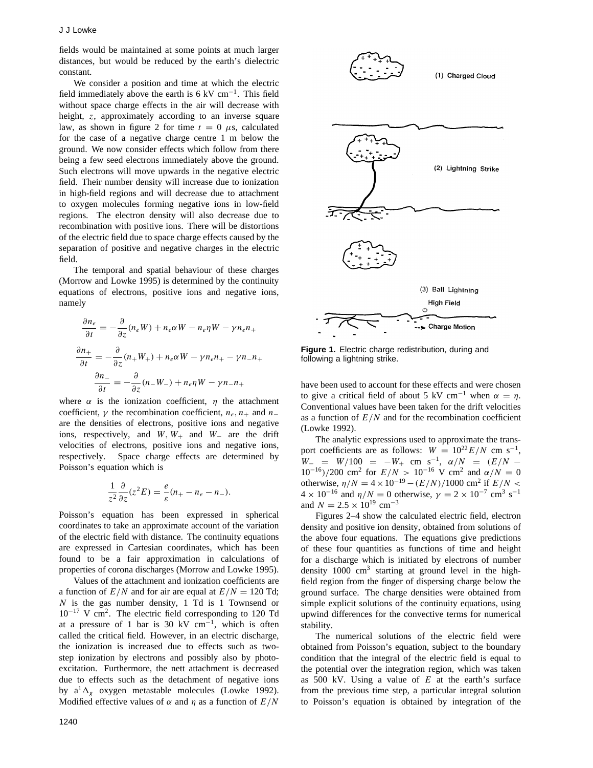fields would be maintained at some points at much larger distances, but would be reduced by the earth's dielectric constant.

We consider a position and time at which the electric field immediately above the earth is 6 kV cm$^{-1}$. This field without space charge effects in the air will decrease with height, $z$, approximately according to an inverse square law, as shown in figure 2 for time $t = 0$ $\mu$s, calculated for the case of a negative charge centre 1 m below the ground. We now consider effects which follow from there being a few seed electrons immediately above the ground. Such electrons will move upwards in the negative electric field. Their number density will increase due to ionization in high-field regions and will decrease due to attachment to oxygen molecules forming negative ions in low-field regions. The electron density will also decrease due to recombination with positive ions. There will be distortions of the electric field due to space charge effects caused by the separation of positive and negative charges in the electric field.

The temporal and spatial behaviour of these charges (Morrow and Lowke 1995) is determined by the continuity equations of electrons, positive ions and negative ions, namely

$$\frac{\partial n_e}{\partial t} = -\frac{\partial}{\partial z}(n_e W) + n_e \alpha W - n_e \eta W - \gamma n_e n_+$$

$$\frac{\partial n_+}{\partial t} = -\frac{\partial}{\partial z}(n_+ W_+) + n_e \alpha W - \gamma n_e n_+ - \gamma n_- n_+$$

$$\frac{\partial n_-}{\partial t} = -\frac{\partial}{\partial z}(n_- W_-) + n_e \eta W - \gamma n_- n_+$$

where $\alpha$ is the ionization coefficient, $\eta$ the attachment coefficient, $\gamma$ the recombination coefficient, $n_e, n_+$ and $n_-$ are the densities of electrons, positive ions and negative ions, respectively, and $W, W_+$ and $W_-$ are the drift velocities of electrons, positive ions and negative ions, respectively. Space charge effects are determined by Poisson's equation which is

$$\frac{1}{z^2}\frac{\partial}{\partial z}(z^2 E) = \frac{e}{\varepsilon}(n_+ - n_e - n_-).$$

Poisson's equation has been expressed in spherical coordinates to take an approximate account of the variation of the electric field with distance. The continuity equations are expressed in Cartesian coordinates, which has been found to be a fair approximation in calculations of properties of corona discharges (Morrow and Lowke 1995).

Values of the attachment and ionization coefficients are a function of $E/N$ and for air are equal at $E/N = 120$ Td; $N$ is the gas number density, 1 Td is 1 Townsend or $10^{-17}$ V cm$^2$. The electric field corresponding to 120 Td at a pressure of 1 bar is 30 kV cm$^{-1}$, which is often called the critical field. However, in an electric discharge, the ionization is increased due to effects such as two-step ionization by electrons and possibly also by photo-excitation. Furthermore, the nett attachment is decreased due to effects such as the detachment of negative ions by $a^1\Delta_g$ oxygen metastable molecules (Lowke 1992). Modified effective values of $\alpha$ and $\eta$ as a function of $E/N$ have been used to account for these effects and were chosen to give a critical field of about 5 kV cm$^{-1}$ when $\alpha = \eta$. Conventional values have been taken for the drift velocities as a function of $E/N$ and for the recombination coefficient (Lowke 1992).

**Figure 1.** Electric charge redistribution, during and following a lightning strike.

The analytic expressions used to approximate the transport coefficients are as follows: $W = 10^{22} E/N$ cm s$^{-1}$, $W_- = W/100 = -W_+$ cm s$^{-1}$, $\alpha/N = (E/N - 10^{-16})/200$ cm$^2$ for $E/N > 10^{-16}$ V cm$^2$ and $\alpha/N = 0$ otherwise, $\eta/N = 4 \times 10^{-19} - (E/N)/1000$ cm$^2$ if $E/N < 4 \times 10^{-16}$ and $\eta/N = 0$ otherwise, $\gamma = 2 \times 10^{-7}$ cm$^3$ s$^{-1}$ and $N = 2.5 \times 10^{19}$ cm$^{-3}$

Figures 2–4 show the calculated electric field, electron density and positive ion density, obtained from solutions of the above four equations. The equations give predictions of these four quantities as functions of time and height for a discharge which is initiated by electrons of number density 1000 cm$^3$ starting at ground level in the high-field region from the finger of dispersing charge below the ground surface. The charge densities were obtained from simple explicit solutions of the continuity equations, using upwind differences for the convective terms for numerical stability.

The numerical solutions of the electric field were obtained from Poisson's equation, subject to the boundary condition that the integral of the electric field is equal to the potential over the integration region, which was taken as 500 kV. Using a value of $E$ at the earth's surface from the previous time step, a particular integral solution to Poisson's equation is obtained by integration of the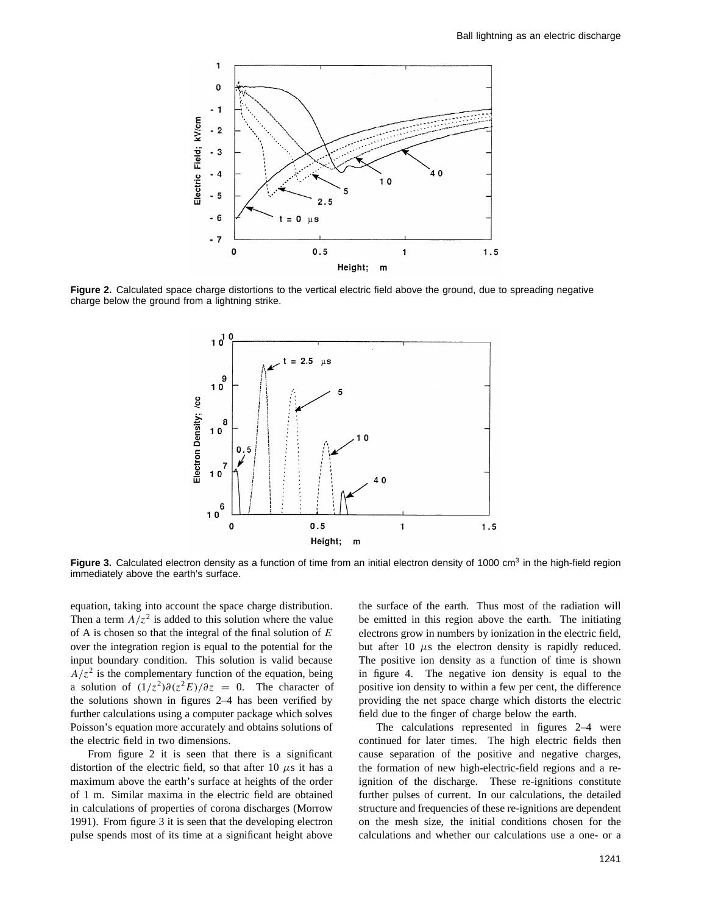Figure 2. Calculated space charge distortions to the vertical electric field above the ground, due to spreading negative charge below the ground from a lightning strike.

Figure 3. Calculated electron density as a function of time from an initial electron density of 1000 cm$^3$ in the high-field region immediately above the earth's surface.

equation, taking into account the space charge distribution. Then a term $A/z^2$ is added to this solution where the value of A is chosen so that the integral of the final solution of $E$ over the integration region is equal to the potential for the input boundary condition. This solution is valid because $A/z^2$ is the complementary function of the equation, being a solution of $(1/z^2)\partial(z^2E)/\partial z = 0$. The character of the solutions shown in figures 2–4 has been verified by further calculations using a computer package which solves Poisson's equation more accurately and obtains solutions of the electric field in two dimensions.

From figure 2 it is seen that there is a significant distortion of the electric field, so that after 10 $\mu$s it has a maximum above the earth's surface at heights of the order of 1 m. Similar maxima in the electric field are obtained in calculations of properties of corona discharges (Morrow 1991). From figure 3 it is seen that the developing electron pulse spends most of its time at a significant height above the surface of the earth. Thus most of the radiation will be emitted in this region above the earth. The initiating electrons grow in numbers by ionization in the electric field, but after 10 $\mu$s the electron density is rapidly reduced. The positive ion density as a function of time is shown in figure 4. The negative ion density is equal to the positive ion density to within a few per cent, the difference providing the net space charge which distorts the electric field due to the finger of charge below the earth.

The calculations represented in figures 2–4 were continued for later times. The high electric fields then cause separation of the positive and negative charges, the formation of new high-electric-field regions and a re-ignition of the discharge. These re-ignitions constitute further pulses of current. In our calculations, the detailed structure and frequencies of these re-ignitions are dependent on the mesh size, the initial conditions chosen for the calculations and whether our calculations use a one- or a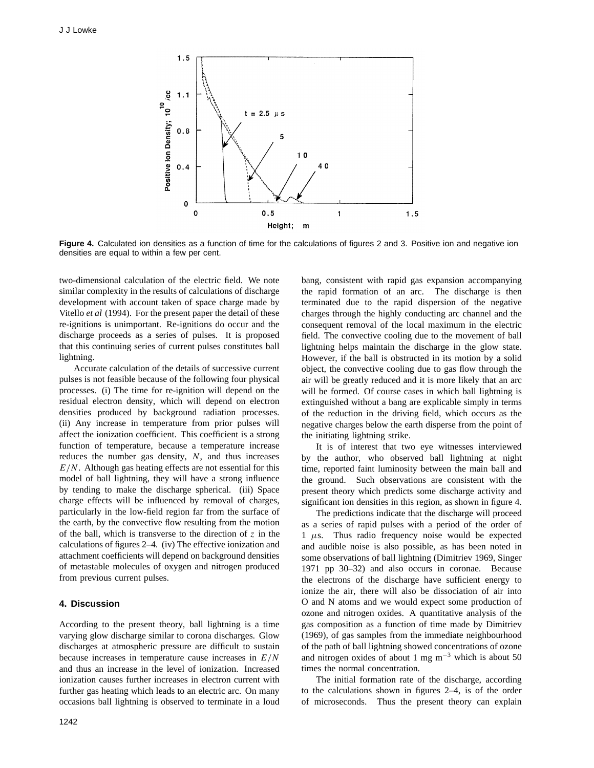**Figure 4.** Calculated ion densities as a function of time for the calculations of figures 2 and 3. Positive ion and negative ion densities are equal to within a few per cent.

two-dimensional calculation of the electric field. We note similar complexity in the results of calculations of discharge development with account taken of space charge made by Vitello *et al* (1994). For the present paper the detail of these re-ignitions is unimportant. Re-ignitions do occur and the discharge proceeds as a series of pulses. It is proposed that this continuing series of current pulses constitutes ball lightning.

Accurate calculation of the details of successive current pulses is not feasible because of the following four physical processes. (i) The time for re-ignition will depend on the residual electron density, which will depend on electron densities produced by background radiation processes. (ii) Any increase in temperature from prior pulses will affect the ionization coefficient. This coefficient is a strong function of temperature, because a temperature increase reduces the number gas density, $N$, and thus increases $E/N$. Although gas heating effects are not essential for this model of ball lightning, they will have a strong influence by tending to make the discharge spherical. (iii) Space charge effects will be influenced by removal of charges, particularly in the low-field region far from the surface of the earth, by the convective flow resulting from the motion of the ball, which is transverse to the direction of $z$ in the calculations of figures 2–4. (iv) The effective ionization and attachment coefficients will depend on background densities of metastable molecules of oxygen and nitrogen produced from previous current pulses.

## 4. Discussion

According to the present theory, ball lightning is a time varying glow discharge similar to corona discharges. Glow discharges at atmospheric pressure are difficult to sustain because increases in temperature cause increases in $E/N$ and thus an increase in the level of ionization. Increased ionization causes further increases in electron current with further gas heating which leads to an electric arc. On many occasions ball lightning is observed to terminate in a loud bang, consistent with rapid gas expansion accompanying the rapid formation of an arc. The discharge is then terminated due to the rapid dispersion of the negative charges through the highly conducting arc channel and the consequent removal of the local maximum in the electric field. The convective cooling due to the movement of ball lightning helps maintain the discharge in the glow state. However, if the ball is obstructed in its motion by a solid object, the convective cooling due to gas flow through the air will be greatly reduced and it is more likely that an arc will be formed. Of course cases in which ball lightning is extinguished without a bang are explicable simply in terms of the reduction in the driving field, which occurs as the negative charges below the earth disperse from the point of the initiating lightning strike.

It is of interest that two eye witnesses interviewed by the author, who observed ball lightning at night time, reported faint luminosity between the main ball and the ground. Such observations are consistent with the present theory which predicts some discharge activity and significant ion densities in this region, as shown in figure 4.

The predictions indicate that the discharge will proceed as a series of rapid pulses with a period of the order of 1 $\mu$s. Thus radio frequency noise would be expected and audible noise is also possible, as has been noted in some observations of ball lightning (Dimitriev 1969, Singer 1971 pp 30–32) and also occurs in coronae. Because the electrons of the discharge have sufficient energy to ionize the air, there will also be dissociation of air into O and N atoms and we would expect some production of ozone and nitrogen oxides. A quantitative analysis of the gas composition as a function of time made by Dimitriev (1969), of gas samples from the immediate neighbourhood of the path of ball lightning showed concentrations of ozone and nitrogen oxides of about 1 mg $m^{-3}$ which is about 50 times the normal concentration.

The initial formation rate of the discharge, according to the calculations shown in figures 2–4, is of the order of microseconds. Thus the present theory can explain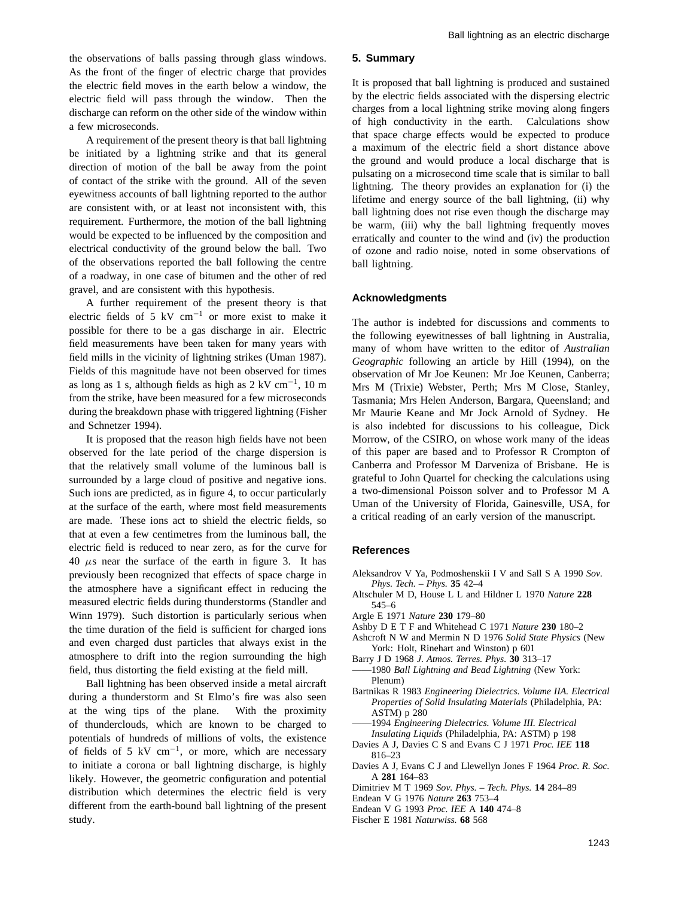the observations of balls passing through glass windows. As the front of the finger of electric charge that provides the electric field moves in the earth below a window, the electric field will pass through the window. Then the discharge can reform on the other side of the window within a few microseconds.

A requirement of the present theory is that ball lightning be initiated by a lightning strike and that its general direction of motion of the ball be away from the point of contact of the strike with the ground. All of the seven eyewitness accounts of ball lightning reported to the author are consistent with, or at least not inconsistent with, this requirement. Furthermore, the motion of the ball lightning would be expected to be influenced by the composition and electrical conductivity of the ground below the ball. Two of the observations reported the ball following the centre of a roadway, in one case of bitumen and the other of red gravel, and are consistent with this hypothesis.

A further requirement of the present theory is that electric fields of 5 kV $cm^{-1}$ or more exist to make it possible for there to be a gas discharge in air. Electric field measurements have been taken for many years with field mills in the vicinity of lightning strikes (Uman 1987). Fields of this magnitude have not been observed for times as long as 1 s, although fields as high as 2 kV $cm^{-1}$, 10 m from the strike, have been measured for a few microseconds during the breakdown phase with triggered lightning (Fisher and Schnetzer 1994).

It is proposed that the reason high fields have not been observed for the late period of the charge dispersion is that the relatively small volume of the luminous ball is surrounded by a large cloud of positive and negative ions. Such ions are predicted, as in figure 4, to occur particularly at the surface of the earth, where most field measurements are made. These ions act to shield the electric fields, so that at even a few centimetres from the luminous ball, the electric field is reduced to near zero, as for the curve for 40 $\mu$s near the surface of the earth in figure 3. It has previously been recognized that effects of space charge in the atmosphere have a significant effect in reducing the measured electric fields during thunderstorms (Standler and Winn 1979). Such distortion is particularly serious when the time duration of the field is sufficient for charged ions and even charged dust particles that always exist in the atmosphere to drift into the region surrounding the high field, thus distorting the field existing at the field mill.

Ball lightning has been observed inside a metal aircraft during a thunderstorm and St Elmo's fire was also seen at the wing tips of the plane. With the proximity of thunderclouds, which are known to be charged to potentials of hundreds of millions of volts, the existence of fields of 5 kV $cm^{-1}$, or more, which are necessary to initiate a corona or ball lightning discharge, is highly likely. However, the geometric configuration and potential distribution which determines the electric field is very different from the earth-bound ball lightning of the present study.

## 5. Summary

It is proposed that ball lightning is produced and sustained by the electric fields associated with the dispersing electric charges from a local lightning strike moving along fingers of high conductivity in the earth. Calculations show that space charge effects would be expected to produce a maximum of the electric field a short distance above the ground and would produce a local discharge that is pulsating on a microsecond time scale that is similar to ball lightning. The theory provides an explanation for (i) the lifetime and energy source of the ball lightning, (ii) why ball lightning does not rise even though the discharge may be warm, (iii) why the ball lightning frequently moves erratically and counter to the wind and (iv) the production of ozone and radio noise, noted in some observations of ball lightning.

## Acknowledgments

The author is indebted for discussions and comments to the following eyewitnesses of ball lightning in Australia, many of whom have written to the editor of *Australian Geographic* following an article by Hill (1994), on the observation of Mr Joe Keunen: Mr Joe Keunen, Canberra; Mrs M (Trixie) Webster, Perth; Mrs M Close, Stanley, Tasmania; Mrs Helen Anderson, Bargara, Queensland; and Mr Maurie Keane and Mr Jock Arnold of Sydney. He is also indebted for discussions to his colleague, Dick Morrow, of the CSIRO, on whose work many of the ideas of this paper are based and to Professor R Crompton of Canberra and Professor M Darveniza of Brisbane. He is grateful to John Quartel for checking the calculations using a two-dimensional Poisson solver and to Professor M A Uman of the University of Florida, Gainesville, USA, for a critical reading of an early version of the manuscript.

## References

Aleksandrov V Ya, Podmoshenskii I V and Sall S A 1990 *Sov. Phys. Tech. – Phys.* **35** 42–4

Altschuler M D, House L L and Hildner E 1970 *Nature* **228** 545–6

Argle E 1971 *Nature* **230** 179–80

Ashby D E T F and Whitehead C 1971 *Nature* **230** 180–2

Ashcroft N W and Mermin N D 1976 *Solid State Physics* (New York: Holt, Rinehart and Winston) p 601

Barry J D 1968 *J. Atmos. Terres. Phys.* **30** 313–17

——1980 *Ball Lightning and Bead Lightning* (New York: Plenum)

Bartnikas R 1983 *Engineering Dielectrics. Volume IIA. Electrical Properties of Solid Insulating Materials* (Philadelphia, PA: ASTM) p 280

——1994 *Engineering Dielectrics. Volume III. Electrical Insulating Liquids* (Philadelphia, PA: ASTM) p 198

Davies A J, Davies C S and Evans C J 1971 *Proc. IEE* **118** 816–23

Davies A J, Evans C J and Llewellyn Jones F 1964 *Proc. R. Soc.* A **281** 164–83

Dimitriev M T 1969 *Sov. Phys. – Tech. Phys.* **14** 284–89

Endean V G 1976 *Nature* **263** 753–4

Endean V G 1993 *Proc. IEE* A **140** 474–8

Fischer E 1981 *Naturwiss.* **68** 568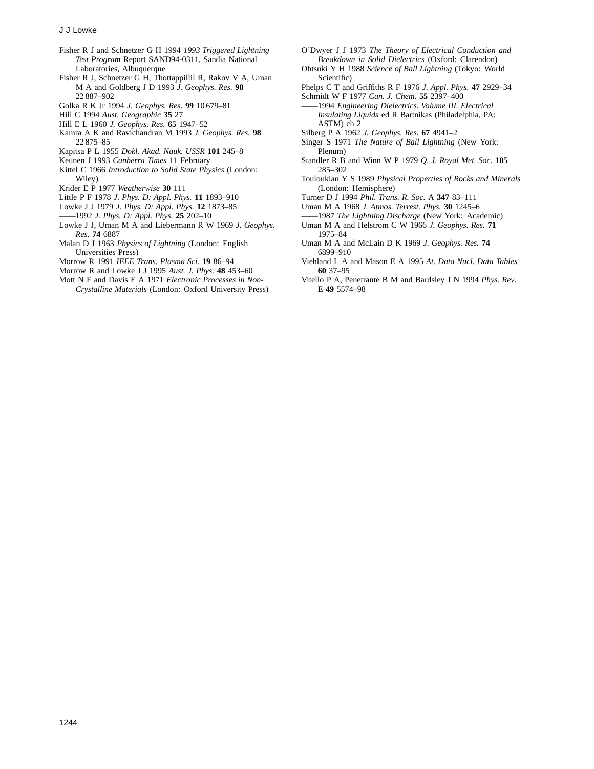Fisher R J and Schnetzer G H 1994 *1993 Triggered Lightning Test Program* Report SAND94-0311, Sandia National Laboratories, Albuquerque

Fisher R J, Schnetzer G H, Thottappillil R, Rakov V A, Uman M A and Goldberg J D 1993 *J. Geophys. Res.* **98** 22 887–902

Golka R K Jr 1994 *J. Geophys. Res.* **99** 10 679–81

Hill C 1994 *Aust. Geographic* **35** 27

Hill E L 1960 *J. Geophys. Res.* **65** 1947–52

Kamra A K and Ravichandran M 1993 *J. Geophys. Res.* **98** 22 875–85

Kapitsa P L 1955 *Dokl. Akad. Nauk. USSR* **101** 245–8

Keunen J 1993 *Canberra Times* 11 February

Kittel C 1966 *Introduction to Solid State Physics* (London: Wiley)

Krider E P 1977 *Weatherwise* **30** 111

Little P F 1978 *J. Phys. D: Appl. Phys.* **11** 1893–910

Lowke J J 1979 *J. Phys. D: Appl. Phys.* **12** 1873–85

——1992 *J. Phys. D: Appl. Phys.* **25** 202–10

Lowke J J, Uman M A and Liebermann R W 1969 *J. Geophys. Res.* **74** 6887

Malan D J 1963 *Physics of Lightning* (London: English Universities Press)

Morrow R 1991 *IEEE Trans. Plasma Sci.* **19** 86–94

Morrow R and Lowke J J 1995 *Aust. J. Phys.* **48** 453–60

Mott N F and Davis E A 1971 *Electronic Processes in Non-Crystalline Materials* (London: Oxford University Press)

O'Dwyer J J 1973 *The Theory of Electrical Conduction and Breakdown in Solid Dielectrics* (Oxford: Clarendon)

Ohtsuki Y H 1988 *Science of Ball Lightning* (Tokyo: World Scientific)

Phelps C T and Griffiths R F 1976 *J. Appl. Phys.* **47** 2929–34

Schmidt W F 1977 *Can. J. Chem.* **55** 2397–400

——1994 *Engineering Dielectrics. Volume III. Electrical Insulating Liquids* ed R Bartnikas (Philadelphia, PA: ASTM) ch 2

Silberg P A 1962 *J. Geophys. Res.* **67** 4941–2

Singer S 1971 *The Nature of Ball Lightning* (New York: Plenum)

Standler R B and Winn W P 1979 *Q. J. Royal Met. Soc.* **105** 285–302

Touloukian Y S 1989 *Physical Properties of Rocks and Minerals* (London: Hemisphere)

Turner D J 1994 *Phil. Trans. R. Soc.* A **347** 83–111

Uman M A 1968 *J. Atmos. Terrest. Phys.* **30** 1245–6

——1987 *The Lightning Discharge* (New York: Academic)

Uman M A and Helstrom C W 1966 *J. Geophys. Res.* **71** 1975–84

Uman M A and McLain D K 1969 *J. Geophys. Res.* **74** 6899–910

Viehland L A and Mason E A 1995 *At. Data Nucl. Data Tables* **60** 37–95

Vitello P A, Penetrante B M and Bardsley J N 1994 *Phys. Rev.* E **49** 5574–98